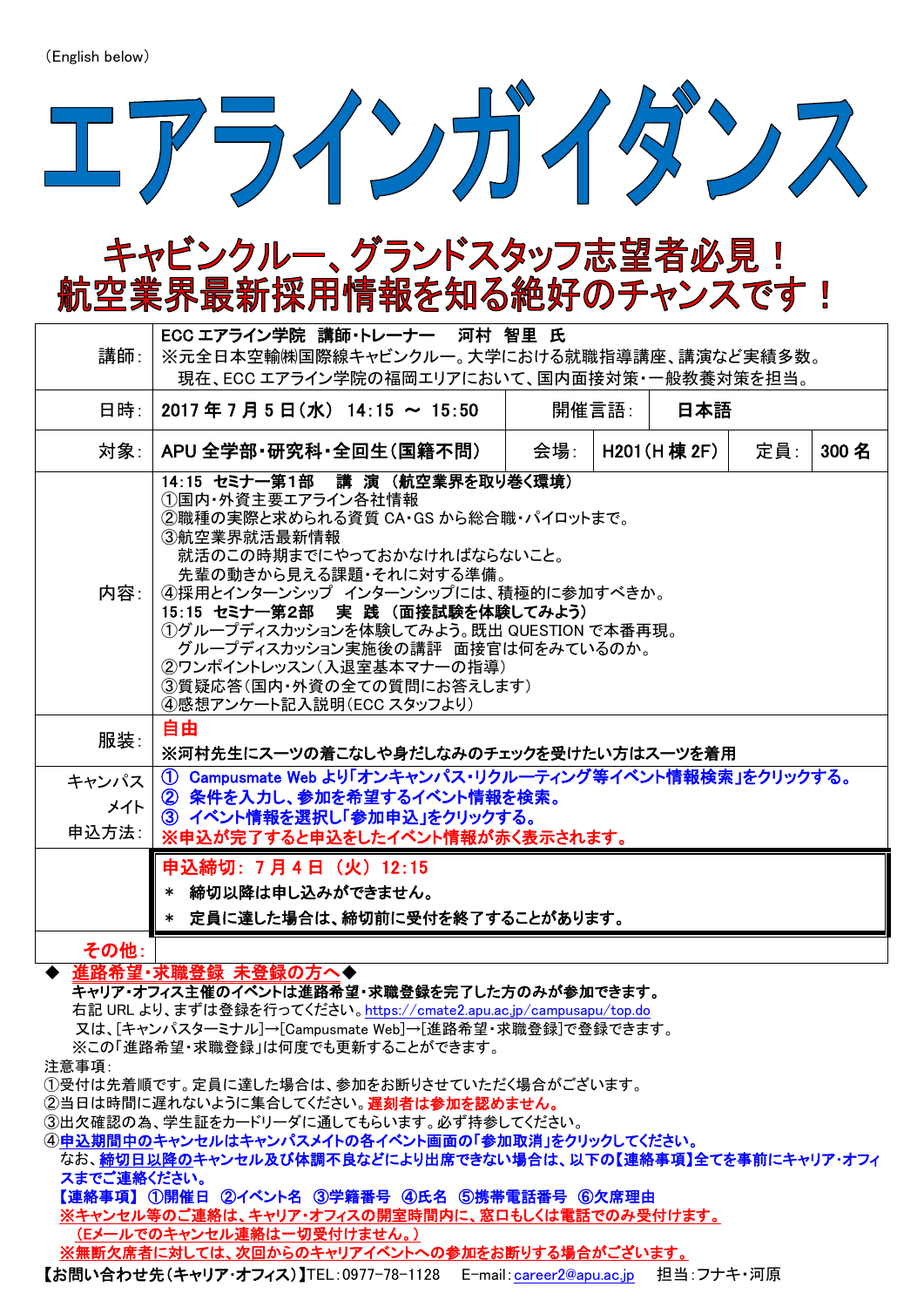（English below）

# エアラインガイダンス

## キャビンクルー、グランドスタッフ志望者必見！
## 航空業界最新採用情報を知る絶好のチャンスです！

| | | | | | | | |
|---|---|---|---|---|---|---|---|
| 講師： | ECC エアライン学院　講師・トレーナー　河村　智里　氏<br>※元全日本空輸㈱国際線キャビンクルー。大学における就職指導講座、講演など実績多数。<br>現在、ECC エアライン学院の福岡エリアにおいて、国内面接対策・一般教養対策を担当。 | | | | | | |
| 日時： | 2017 年 7 月 5 日（水）　14:15 〜 15:50 | 開催言語： | 日本語 | | | | |
| 対象： | APU 全学部・研究科・全回生（国籍不問） | 会場： | H201（H 棟 2F） | 定員： | 300 名 | | |
| 内容： | **14:15　セミナー第1部　講　演（航空業界を取り巻く環境）**<br>①国内・外資主要エアライン各社情報<br>②職種の実際と求められる資質 CA・GS から総合職・パイロットまで。<br>③航空業界就活最新情報<br>就活のこの時期までにやっておかなければならないこと。<br>先輩の動きから見える課題・それに対する準備。<br>④採用とインターンシップ　インターンシップには、積極的に参加すべきか。<br>**15:15　セミナー第2部　実　践（面接試験を体験してみよう）**<br>①グループディスカッションを体験してみよう。既出 QUESTION で本番再現。<br>グループディスカッション実施後の講評　面接官は何をみているのか。<br>②ワンポイントレッスン（入退室基本マナーの指導）<br>③質疑応答（国内・外資の全ての質問にお答えします）<br>④感想アンケート記入説明（ECC スタッフより） | | | | | | |
| 服装： | **自由**<br>**※河村先生にスーツの着こなしや身だしなみのチェックを受けたい方はスーツを着用** | | | | | | |
| キャンパスメイト申込方法： | **① Campusmate Web より「オンキャンパス・リクルーティング等イベント情報検索」をクリックする。**<br>**② 条件を入力し、参加を希望するイベント情報を検索。**<br>**③ イベント情報を選択し「参加申込」をクリックする。**<br>**※申込が完了すると申込をしたイベント情報が赤く表示されます。** | | | | | | |
| | **申込締切： 7 月 4 日（火）12:15**<br>**＊　締切以降は申し込みができません。**<br>**＊　定員に達した場合は、締切前に受付を終了することがあります。** | | | | | | |
| **その他：** | | | | | | | |

◆ **進路希望・求職登録 未登録の方へ**◆

**キャリア・オフィス主催のイベントは進路希望・求職登録を完了した方のみが参加できます。**

右記 URL より、まずは登録を行ってください。https://cmate2.apu.ac.jp/campusapu/top.do

又は、[キャンパスターミナル]→[Campusmate Web]→[進路希望・求職登録]で登録できます。

※この「進路希望・求職登録」は何度でも更新することができます。

注意事項：

①受付は先着順です。定員に達した場合は、参加をお断りさせていただく場合がございます。

②当日は時間に遅れないように集合してください。**遅刻者は参加を認めません。**

③出欠確認の為、学生証をカードリーダに通してもらいます。必ず持参してください。

④**申込期間中のキャンセルはキャンパスメイトの各イベント画面の「参加取消」をクリックしてください。**

なお、**締切日以降のキャンセル及び体調不良などにより出席できない場合は、以下の【連絡事項】全てを事前にキャリア・オフィスまでご連絡ください。**

**【連絡事項】 ①開催日 ②イベント名 ③学籍番号 ④氏名 ⑤携帯電話番号 ⑥欠席理由**

**※キャンセル等のご連絡は、キャリア・オフィスの開室時間内に、窓口もしくは電話でのみ受け付けます。**

**（E メールでのキャンセル連絡は一切受付けません。）**

**※無断欠席者に対しては、次回からのキャリアイベントへの参加をお断りする場合がございます。**

**【お問い合わせ先（キャリア・オフィス）】**TEL：0977-78-1128　E-mail：career2@apu.ac.jp　担当：フナキ・河原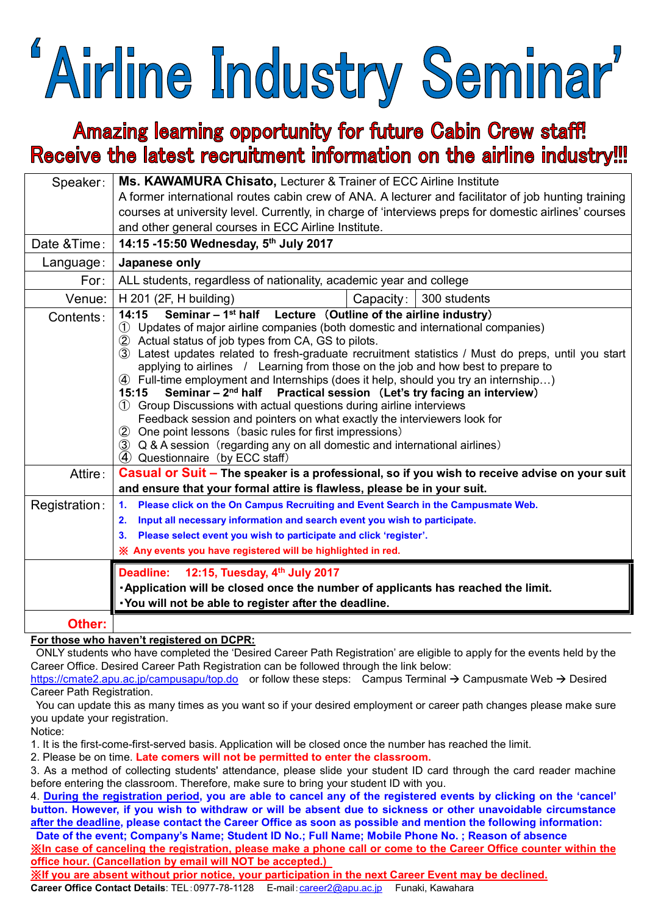# 'Airline Industry Seminar'

## Amazing learning opportunity for future Cabin Crew staff!
## Receive the latest recruitment information on the airline industry!!!

| | |
|---|---|
| Speaker： | **Ms. KAWAMURA Chisato,** Lecturer & Trainer of ECC Airline Institute<br>A former international routes cabin crew of ANA. A lecturer and facilitator of job hunting training courses at university level. Currently, in charge of 'interviews preps for domestic airlines' courses and other general courses in ECC Airline Institute. |
| Date &Time： | **14:15 -15:50 Wednesday, 5th July 2017** |
| Language： | **Japanese only** |
| For： | ALL students, regardless of nationality, academic year and college |
| Venue： | H 201 (2F, H building) Capacity： 300 students |
| Contents： | **14:15 Seminar – 1st half Lecture（Outline of the airline industry）**<br>① Updates of major airline companies (both domestic and international companies)<br>② Actual status of job types from CA, GS to pilots.<br>③ Latest updates related to fresh-graduate recruitment statistics / Must do preps, until you start applying to airlines / Learning from those on the job and how best to prepare to<br>④ Full-time employment and Internships (does it help, should you try an internship…)<br>**15:15 Seminar – 2nd half Practical session（Let's try facing an interview）**<br>① Group Discussions with actual questions during airline interviews<br>Feedback session and pointers on what exactly the interviewers look for<br>② One point lessons（basic rules for first impressions）<br>③ Q & A session（regarding any on all domestic and international airlines）<br>④ Questionnaire（by ECC staff） |
| Attire： | **Casual or Suit – The speaker is a professional, so if you wish to receive advise on your suit and ensure that your formal attire is flawless, please be in your suit.** |
| Registration： | **1. Please click on the On Campus Recruiting and Event Search in the Campusmate Web.**<br>**2. Input all necessary information and search event you wish to participate.**<br>**3. Please select event you wish to participate and click 'register'.**<br>**※ Any events you have registered will be highlighted in red.** |
| | **Deadline: 12:15, Tuesday, 4th July 2017**<br>**・Application will be closed once the number of applicants has reached the limit.**<br>**・You will not be able to register after the deadline.** |
| **Other:** | |

**For those who haven't registered on DCPR:**

ONLY students who have completed the 'Desired Career Path Registration' are eligible to apply for the events held by the Career Office. Desired Career Path Registration can be followed through the link below:
https://cmate2.apu.ac.jp/campusapu/top.do or follow these steps: Campus Terminal → Campusmate Web → Desired Career Path Registration.

You can update this as many times as you want so if your desired employment or career path changes please make sure you update your registration.

Notice:

1. It is the first-come-first-served basis. Application will be closed once the number has reached the limit.
2. Please be on time. **Late comers will not be permitted to enter the classroom.**
3. As a method of collecting students' attendance, please slide your student ID card through the card reader machine before entering the classroom. Therefore, make sure to bring your student ID with you.
4. **During the registration period, you are able to cancel any of the registered events by clicking on the 'cancel' button. However, if you wish to withdraw or will be absent due to sickness or other unavoidable circumstance after the deadline, please contact the Career Office as soon as possible and mention the following information:**
**Date of the event; Company's Name; Student ID No.; Full Name; Mobile Phone No. ; Reason of absence**

**※In case of canceling the registration, please make a phone call or come to the Career Office counter within the office hour. (Cancellation by email will NOT be accepted.)**

**※If you are absent without prior notice, your participation in the next Career Event may be declined.**

**Career Office Contact Details**: TEL：0977-78-1128 E-mail：career2@apu.ac.jp Funaki, Kawahara